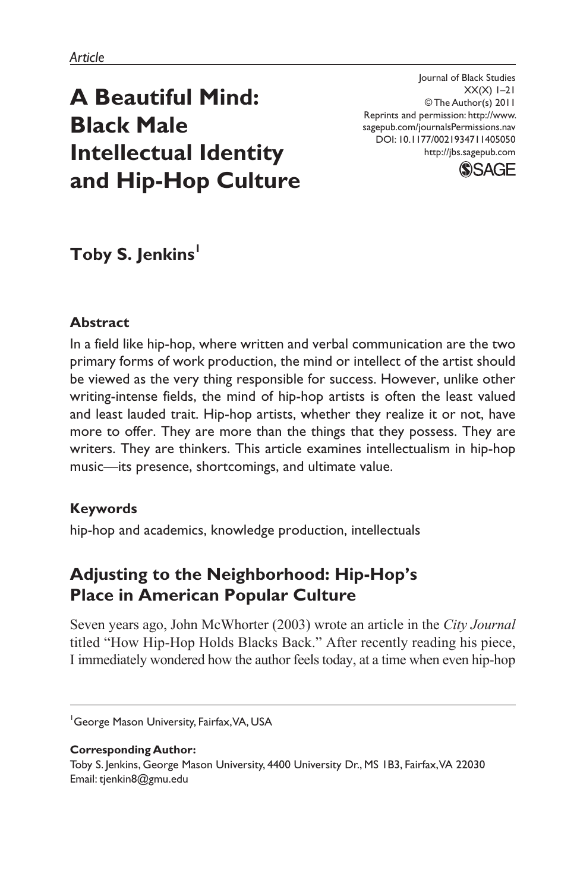*Article*

# A Beautiful Mind: Black Male Intellectual Identity and Hip-Hop Culture

Journal of Black Studies
XX(X) 1–21
© The Author(s) 2011
Reprints and permission: http://www.sagepub.com/journalsPermissions.nav
DOI: 10.1177/0021934711405050
http://jbs.sagepub.com

**Toby S. Jenkins**[1]

### Abstract

In a field like hip-hop, where written and verbal communication are the two primary forms of work production, the mind or intellect of the artist should be viewed as the very thing responsible for success. However, unlike other writing-intense fields, the mind of hip-hop artists is often the least valued and least lauded trait. Hip-hop artists, whether they realize it or not, have more to offer. They are more than the things that they possess. They are writers. They are thinkers. This article examines intellectualism in hip-hop music—its presence, shortcomings, and ultimate value.

### Keywords

hip-hop and academics, knowledge production, intellectuals

## Adjusting to the Neighborhood: Hip-Hop's Place in American Popular Culture

Seven years ago, John McWhorter (2003) wrote an article in the *City Journal* titled "How Hip-Hop Holds Blacks Back." After recently reading his piece, I immediately wondered how the author feels today, at a time when even hip-hop

---

[1]George Mason University, Fairfax, VA, USA

**Corresponding Author:**
Toby S. Jenkins, George Mason University, 4400 University Dr., MS 1B3, Fairfax, VA 22030
Email: tjenkin8@gmu.edu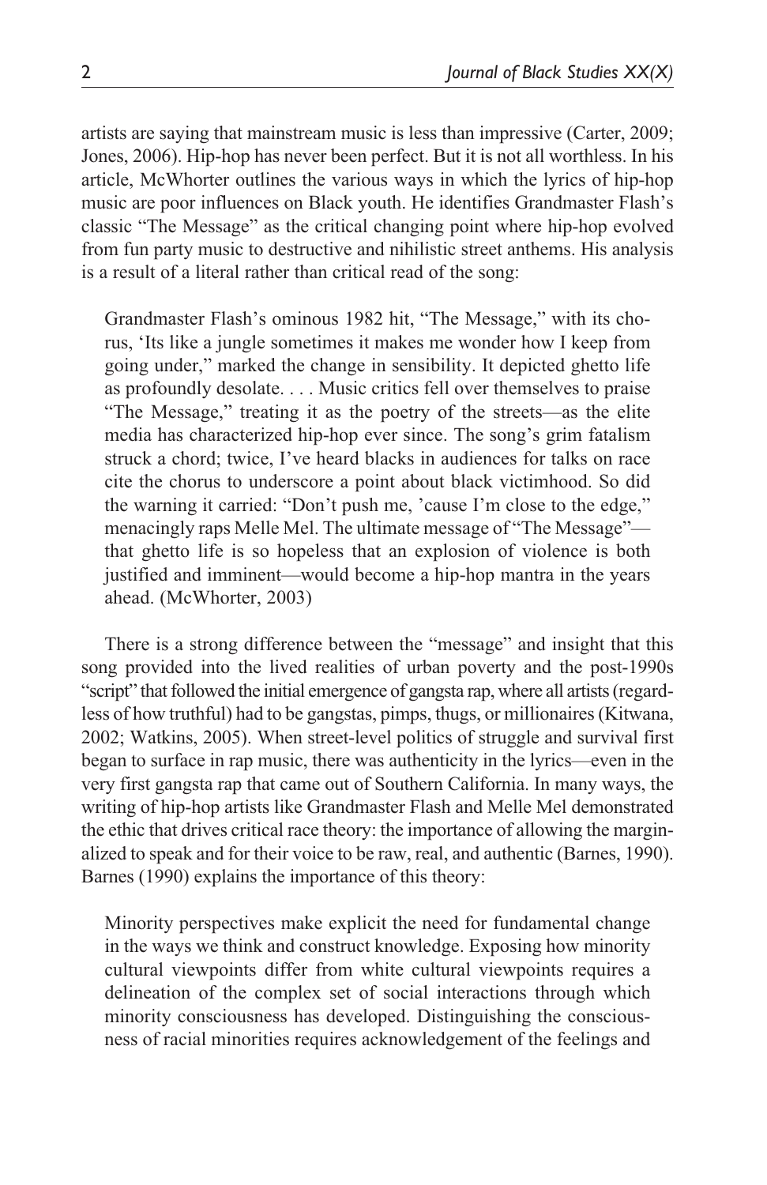artists are saying that mainstream music is less than impressive (Carter, 2009; Jones, 2006). Hip-hop has never been perfect. But it is not all worthless. In his article, McWhorter outlines the various ways in which the lyrics of hip-hop music are poor influences on Black youth. He identifies Grandmaster Flash's classic "The Message" as the critical changing point where hip-hop evolved from fun party music to destructive and nihilistic street anthems. His analysis is a result of a literal rather than critical read of the song:

> Grandmaster Flash's ominous 1982 hit, "The Message," with its chorus, 'Its like a jungle sometimes it makes me wonder how I keep from going under," marked the change in sensibility. It depicted ghetto life as profoundly desolate. . . . Music critics fell over themselves to praise "The Message," treating it as the poetry of the streets—as the elite media has characterized hip-hop ever since. The song's grim fatalism struck a chord; twice, I've heard blacks in audiences for talks on race cite the chorus to underscore a point about black victimhood. So did the warning it carried: "Don't push me, 'cause I'm close to the edge," menacingly raps Melle Mel. The ultimate message of "The Message"—that ghetto life is so hopeless that an explosion of violence is both justified and imminent—would become a hip-hop mantra in the years ahead. (McWhorter, 2003)

There is a strong difference between the "message" and insight that this song provided into the lived realities of urban poverty and the post-1990s "script" that followed the initial emergence of gangsta rap, where all artists (regardless of how truthful) had to be gangstas, pimps, thugs, or millionaires (Kitwana, 2002; Watkins, 2005). When street-level politics of struggle and survival first began to surface in rap music, there was authenticity in the lyrics—even in the very first gangsta rap that came out of Southern California. In many ways, the writing of hip-hop artists like Grandmaster Flash and Melle Mel demonstrated the ethic that drives critical race theory: the importance of allowing the marginalized to speak and for their voice to be raw, real, and authentic (Barnes, 1990). Barnes (1990) explains the importance of this theory:

> Minority perspectives make explicit the need for fundamental change in the ways we think and construct knowledge. Exposing how minority cultural viewpoints differ from white cultural viewpoints requires a delineation of the complex set of social interactions through which minority consciousness has developed. Distinguishing the consciousness of racial minorities requires acknowledgement of the feelings and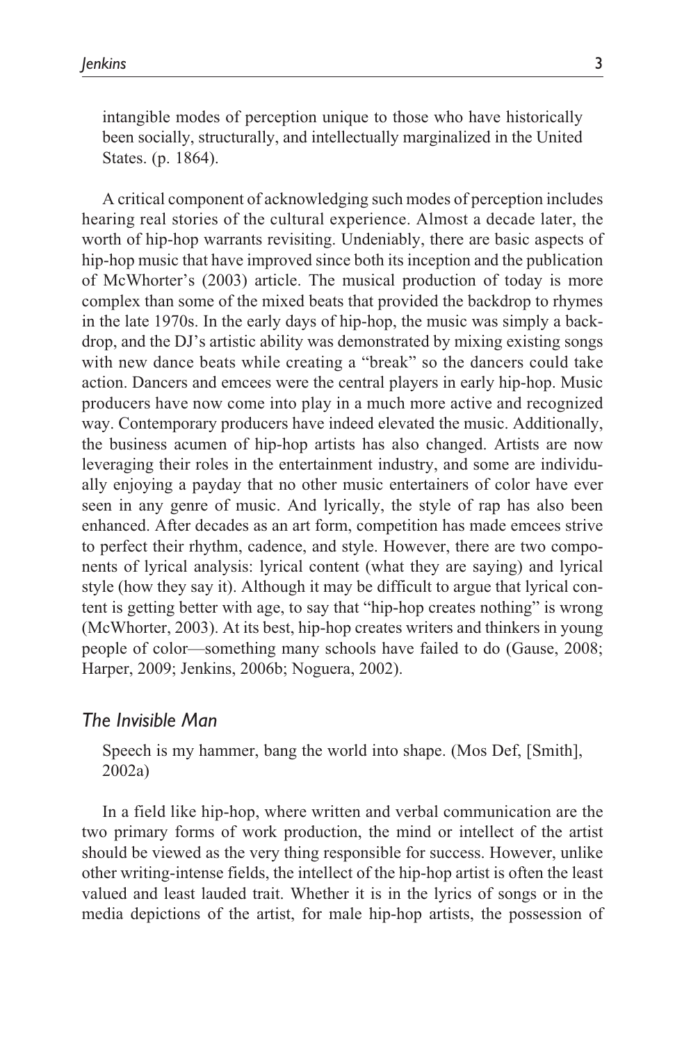intangible modes of perception unique to those who have historically been socially, structurally, and intellectually marginalized in the United States. (p. 1864).

A critical component of acknowledging such modes of perception includes hearing real stories of the cultural experience. Almost a decade later, the worth of hip-hop warrants revisiting. Undeniably, there are basic aspects of hip-hop music that have improved since both its inception and the publication of McWhorter's (2003) article. The musical production of today is more complex than some of the mixed beats that provided the backdrop to rhymes in the late 1970s. In the early days of hip-hop, the music was simply a backdrop, and the DJ's artistic ability was demonstrated by mixing existing songs with new dance beats while creating a "break" so the dancers could take action. Dancers and emcees were the central players in early hip-hop. Music producers have now come into play in a much more active and recognized way. Contemporary producers have indeed elevated the music. Additionally, the business acumen of hip-hop artists has also changed. Artists are now leveraging their roles in the entertainment industry, and some are individually enjoying a payday that no other music entertainers of color have ever seen in any genre of music. And lyrically, the style of rap has also been enhanced. After decades as an art form, competition has made emcees strive to perfect their rhythm, cadence, and style. However, there are two components of lyrical analysis: lyrical content (what they are saying) and lyrical style (how they say it). Although it may be difficult to argue that lyrical content is getting better with age, to say that "hip-hop creates nothing" is wrong (McWhorter, 2003). At its best, hip-hop creates writers and thinkers in young people of color—something many schools have failed to do (Gause, 2008; Harper, 2009; Jenkins, 2006b; Noguera, 2002).

## *The Invisible Man*

> Speech is my hammer, bang the world into shape. (Mos Def, [Smith], 2002a)

In a field like hip-hop, where written and verbal communication are the two primary forms of work production, the mind or intellect of the artist should be viewed as the very thing responsible for success. However, unlike other writing-intense fields, the intellect of the hip-hop artist is often the least valued and least lauded trait. Whether it is in the lyrics of songs or in the media depictions of the artist, for male hip-hop artists, the possession of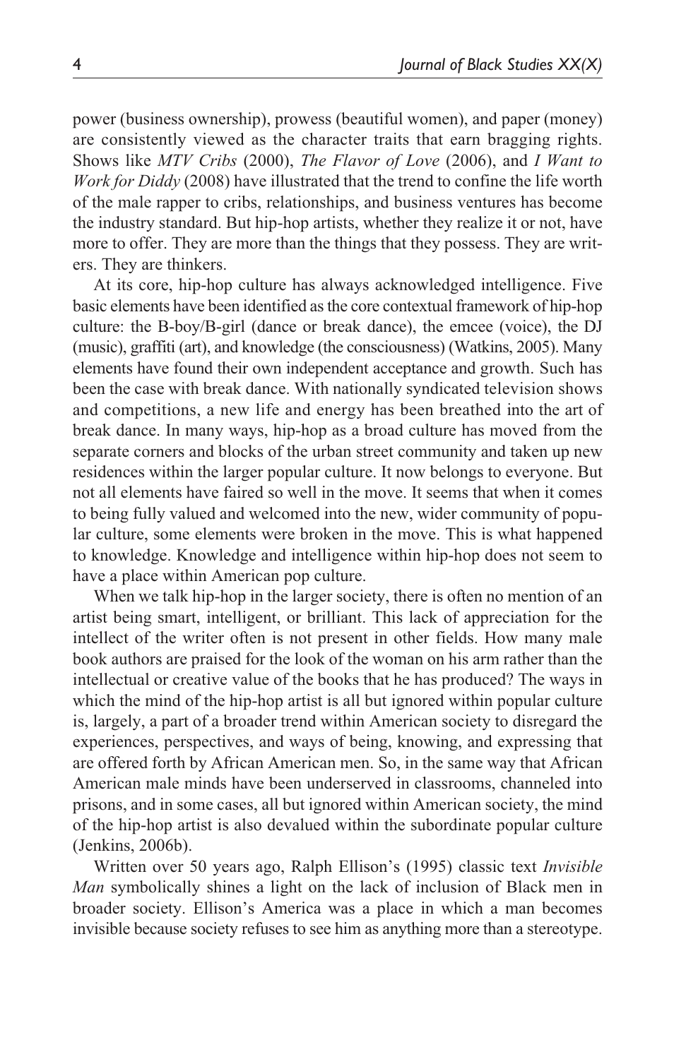power (business ownership), prowess (beautiful women), and paper (money) are consistently viewed as the character traits that earn bragging rights. Shows like *MTV Cribs* (2000), *The Flavor of Love* (2006), and *I Want to Work for Diddy* (2008) have illustrated that the trend to confine the life worth of the male rapper to cribs, relationships, and business ventures has become the industry standard. But hip-hop artists, whether they realize it or not, have more to offer. They are more than the things that they possess. They are writers. They are thinkers.

At its core, hip-hop culture has always acknowledged intelligence. Five basic elements have been identified as the core contextual framework of hip-hop culture: the B-boy/B-girl (dance or break dance), the emcee (voice), the DJ (music), graffiti (art), and knowledge (the consciousness) (Watkins, 2005). Many elements have found their own independent acceptance and growth. Such has been the case with break dance. With nationally syndicated television shows and competitions, a new life and energy has been breathed into the art of break dance. In many ways, hip-hop as a broad culture has moved from the separate corners and blocks of the urban street community and taken up new residences within the larger popular culture. It now belongs to everyone. But not all elements have faired so well in the move. It seems that when it comes to being fully valued and welcomed into the new, wider community of popular culture, some elements were broken in the move. This is what happened to knowledge. Knowledge and intelligence within hip-hop does not seem to have a place within American pop culture.

When we talk hip-hop in the larger society, there is often no mention of an artist being smart, intelligent, or brilliant. This lack of appreciation for the intellect of the writer often is not present in other fields. How many male book authors are praised for the look of the woman on his arm rather than the intellectual or creative value of the books that he has produced? The ways in which the mind of the hip-hop artist is all but ignored within popular culture is, largely, a part of a broader trend within American society to disregard the experiences, perspectives, and ways of being, knowing, and expressing that are offered forth by African American men. So, in the same way that African American male minds have been underserved in classrooms, channeled into prisons, and in some cases, all but ignored within American society, the mind of the hip-hop artist is also devalued within the subordinate popular culture (Jenkins, 2006b).

Written over 50 years ago, Ralph Ellison's (1995) classic text *Invisible Man* symbolically shines a light on the lack of inclusion of Black men in broader society. Ellison's America was a place in which a man becomes invisible because society refuses to see him as anything more than a stereotype.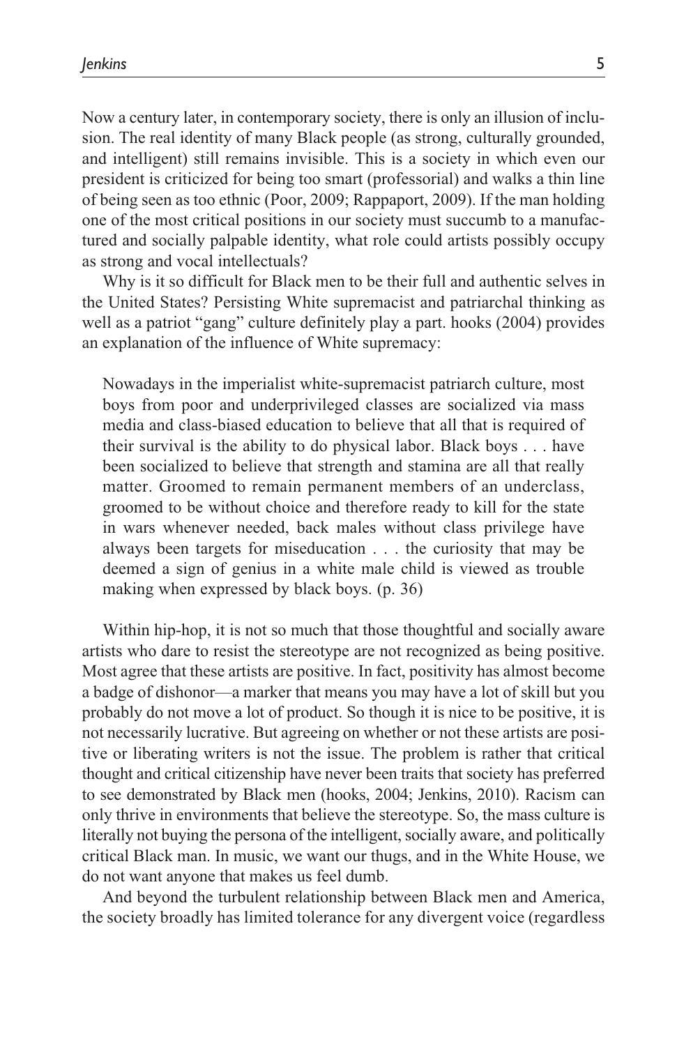Now a century later, in contemporary society, there is only an illusion of inclusion. The real identity of many Black people (as strong, culturally grounded, and intelligent) still remains invisible. This is a society in which even our president is criticized for being too smart (professorial) and walks a thin line of being seen as too ethnic (Poor, 2009; Rappaport, 2009). If the man holding one of the most critical positions in our society must succumb to a manufactured and socially palpable identity, what role could artists possibly occupy as strong and vocal intellectuals?

Why is it so difficult for Black men to be their full and authentic selves in the United States? Persisting White supremacist and patriarchal thinking as well as a patriot "gang" culture definitely play a part. hooks (2004) provides an explanation of the influence of White supremacy:

> Nowadays in the imperialist white-supremacist patriarch culture, most boys from poor and underprivileged classes are socialized via mass media and class-biased education to believe that all that is required of their survival is the ability to do physical labor. Black boys . . . have been socialized to believe that strength and stamina are all that really matter. Groomed to remain permanent members of an underclass, groomed to be without choice and therefore ready to kill for the state in wars whenever needed, back males without class privilege have always been targets for miseducation . . . the curiosity that may be deemed a sign of genius in a white male child is viewed as trouble making when expressed by black boys. (p. 36)

Within hip-hop, it is not so much that those thoughtful and socially aware artists who dare to resist the stereotype are not recognized as being positive. Most agree that these artists are positive. In fact, positivity has almost become a badge of dishonor—a marker that means you may have a lot of skill but you probably do not move a lot of product. So though it is nice to be positive, it is not necessarily lucrative. But agreeing on whether or not these artists are positive or liberating writers is not the issue. The problem is rather that critical thought and critical citizenship have never been traits that society has preferred to see demonstrated by Black men (hooks, 2004; Jenkins, 2010). Racism can only thrive in environments that believe the stereotype. So, the mass culture is literally not buying the persona of the intelligent, socially aware, and politically critical Black man. In music, we want our thugs, and in the White House, we do not want anyone that makes us feel dumb.

And beyond the turbulent relationship between Black men and America, the society broadly has limited tolerance for any divergent voice (regardless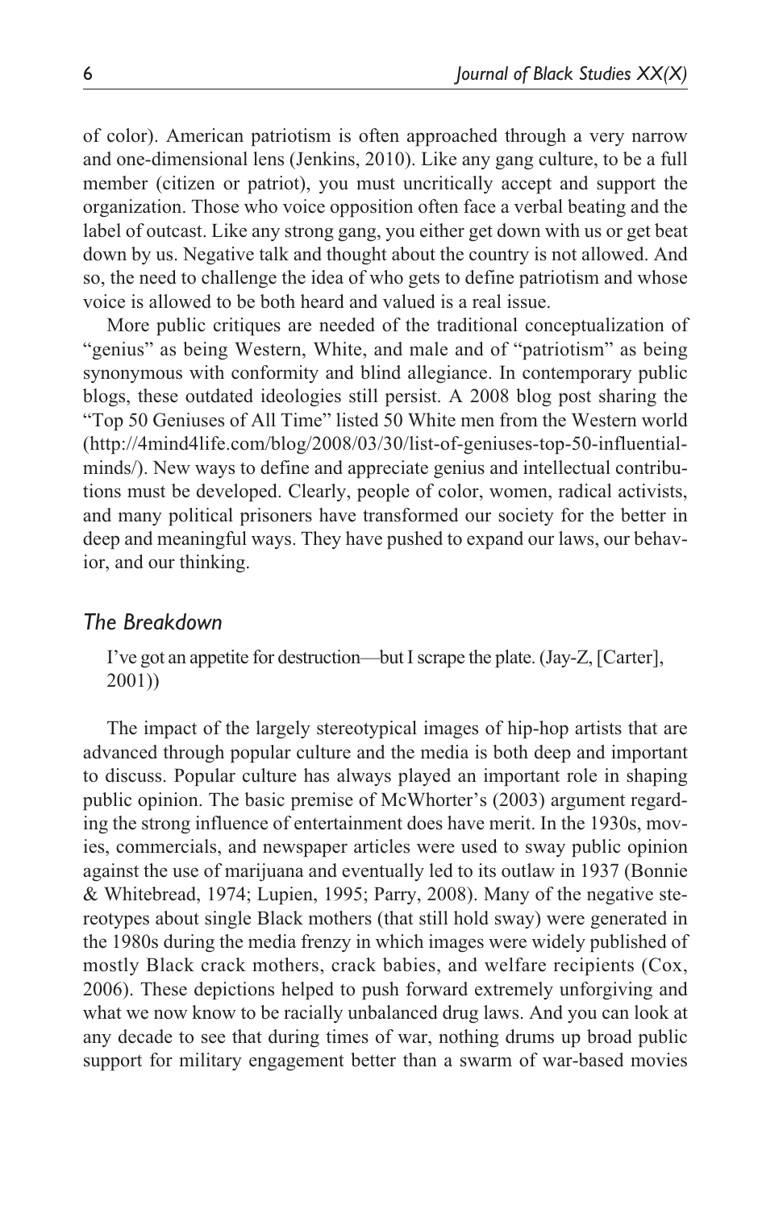of color). American patriotism is often approached through a very narrow and one-dimensional lens (Jenkins, 2010). Like any gang culture, to be a full member (citizen or patriot), you must uncritically accept and support the organization. Those who voice opposition often face a verbal beating and the label of outcast. Like any strong gang, you either get down with us or get beat down by us. Negative talk and thought about the country is not allowed. And so, the need to challenge the idea of who gets to define patriotism and whose voice is allowed to be both heard and valued is a real issue.

More public critiques are needed of the traditional conceptualization of "genius" as being Western, White, and male and of "patriotism" as being synonymous with conformity and blind allegiance. In contemporary public blogs, these outdated ideologies still persist. A 2008 blog post sharing the "Top 50 Geniuses of All Time" listed 50 White men from the Western world (http://4mind4life.com/blog/2008/03/30/list-of-geniuses-top-50-influential-minds/). New ways to define and appreciate genius and intellectual contributions must be developed. Clearly, people of color, women, radical activists, and many political prisoners have transformed our society for the better in deep and meaningful ways. They have pushed to expand our laws, our behavior, and our thinking.

## *The Breakdown*

> I've got an appetite for destruction—but I scrape the plate. (Jay-Z, [Carter], 2001))

The impact of the largely stereotypical images of hip-hop artists that are advanced through popular culture and the media is both deep and important to discuss. Popular culture has always played an important role in shaping public opinion. The basic premise of McWhorter's (2003) argument regarding the strong influence of entertainment does have merit. In the 1930s, movies, commercials, and newspaper articles were used to sway public opinion against the use of marijuana and eventually led to its outlaw in 1937 (Bonnie & Whitebread, 1974; Lupien, 1995; Parry, 2008). Many of the negative stereotypes about single Black mothers (that still hold sway) were generated in the 1980s during the media frenzy in which images were widely published of mostly Black crack mothers, crack babies, and welfare recipients (Cox, 2006). These depictions helped to push forward extremely unforgiving and what we now know to be racially unbalanced drug laws. And you can look at any decade to see that during times of war, nothing drums up broad public support for military engagement better than a swarm of war-based movies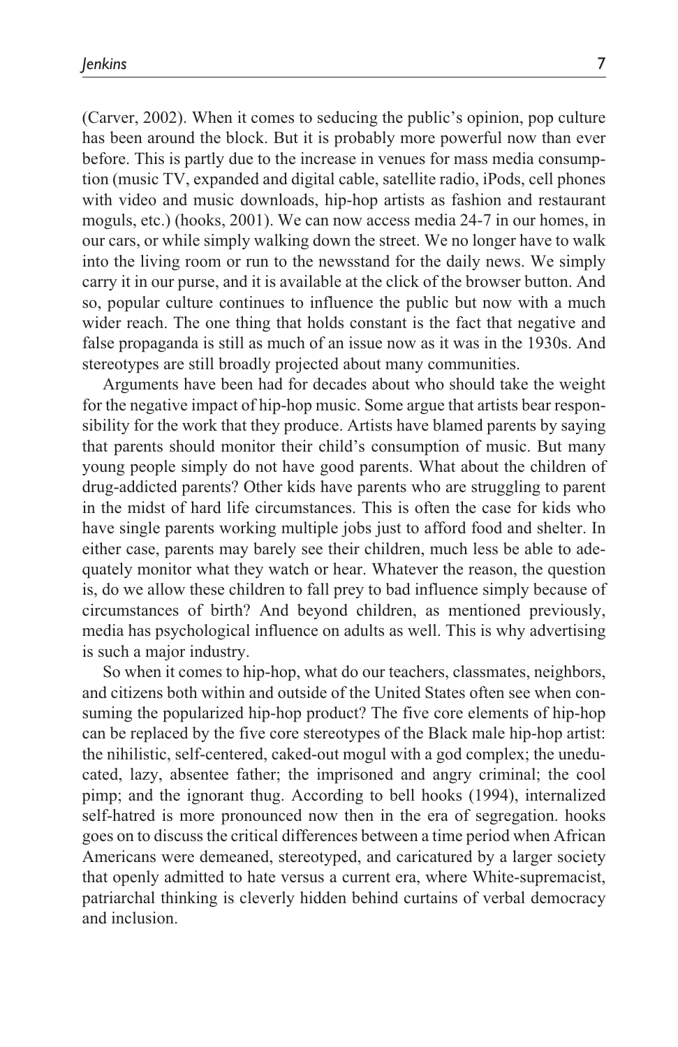(Carver, 2002). When it comes to seducing the public's opinion, pop culture has been around the block. But it is probably more powerful now than ever before. This is partly due to the increase in venues for mass media consumption (music TV, expanded and digital cable, satellite radio, iPods, cell phones with video and music downloads, hip-hop artists as fashion and restaurant moguls, etc.) (hooks, 2001). We can now access media 24-7 in our homes, in our cars, or while simply walking down the street. We no longer have to walk into the living room or run to the newsstand for the daily news. We simply carry it in our purse, and it is available at the click of the browser button. And so, popular culture continues to influence the public but now with a much wider reach. The one thing that holds constant is the fact that negative and false propaganda is still as much of an issue now as it was in the 1930s. And stereotypes are still broadly projected about many communities.

Arguments have been had for decades about who should take the weight for the negative impact of hip-hop music. Some argue that artists bear responsibility for the work that they produce. Artists have blamed parents by saying that parents should monitor their child's consumption of music. But many young people simply do not have good parents. What about the children of drug-addicted parents? Other kids have parents who are struggling to parent in the midst of hard life circumstances. This is often the case for kids who have single parents working multiple jobs just to afford food and shelter. In either case, parents may barely see their children, much less be able to adequately monitor what they watch or hear. Whatever the reason, the question is, do we allow these children to fall prey to bad influence simply because of circumstances of birth? And beyond children, as mentioned previously, media has psychological influence on adults as well. This is why advertising is such a major industry.

So when it comes to hip-hop, what do our teachers, classmates, neighbors, and citizens both within and outside of the United States often see when consuming the popularized hip-hop product? The five core elements of hip-hop can be replaced by the five core stereotypes of the Black male hip-hop artist: the nihilistic, self-centered, caked-out mogul with a god complex; the uneducated, lazy, absentee father; the imprisoned and angry criminal; the cool pimp; and the ignorant thug. According to bell hooks (1994), internalized self-hatred is more pronounced now then in the era of segregation. hooks goes on to discuss the critical differences between a time period when African Americans were demeaned, stereotyped, and caricatured by a larger society that openly admitted to hate versus a current era, where White-supremacist, patriarchal thinking is cleverly hidden behind curtains of verbal democracy and inclusion.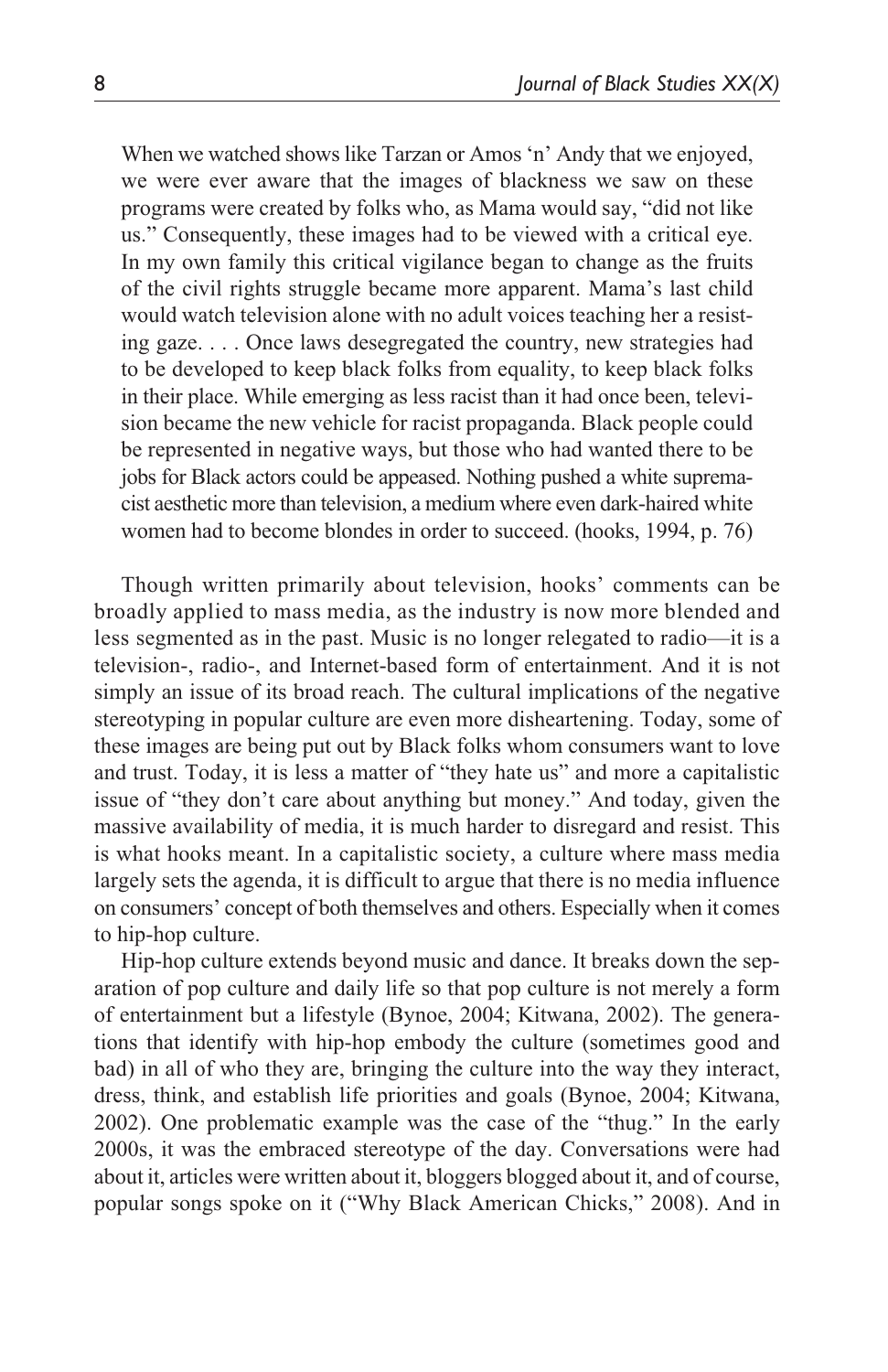> When we watched shows like Tarzan or Amos 'n' Andy that we enjoyed, we were ever aware that the images of blackness we saw on these programs were created by folks who, as Mama would say, "did not like us." Consequently, these images had to be viewed with a critical eye. In my own family this critical vigilance began to change as the fruits of the civil rights struggle became more apparent. Mama's last child would watch television alone with no adult voices teaching her a resisting gaze. . . . Once laws desegregated the country, new strategies had to be developed to keep black folks from equality, to keep black folks in their place. While emerging as less racist than it had once been, television became the new vehicle for racist propaganda. Black people could be represented in negative ways, but those who had wanted there to be jobs for Black actors could be appeased. Nothing pushed a white supremacist aesthetic more than television, a medium where even dark-haired white women had to become blondes in order to succeed. (hooks, 1994, p. 76)

Though written primarily about television, hooks' comments can be broadly applied to mass media, as the industry is now more blended and less segmented as in the past. Music is no longer relegated to radio—it is a television-, radio-, and Internet-based form of entertainment. And it is not simply an issue of its broad reach. The cultural implications of the negative stereotyping in popular culture are even more disheartening. Today, some of these images are being put out by Black folks whom consumers want to love and trust. Today, it is less a matter of "they hate us" and more a capitalistic issue of "they don't care about anything but money." And today, given the massive availability of media, it is much harder to disregard and resist. This is what hooks meant. In a capitalistic society, a culture where mass media largely sets the agenda, it is difficult to argue that there is no media influence on consumers' concept of both themselves and others. Especially when it comes to hip-hop culture.

Hip-hop culture extends beyond music and dance. It breaks down the separation of pop culture and daily life so that pop culture is not merely a form of entertainment but a lifestyle (Bynoe, 2004; Kitwana, 2002). The generations that identify with hip-hop embody the culture (sometimes good and bad) in all of who they are, bringing the culture into the way they interact, dress, think, and establish life priorities and goals (Bynoe, 2004; Kitwana, 2002). One problematic example was the case of the "thug." In the early 2000s, it was the embraced stereotype of the day. Conversations were had about it, articles were written about it, bloggers blogged about it, and of course, popular songs spoke on it ("Why Black American Chicks," 2008). And in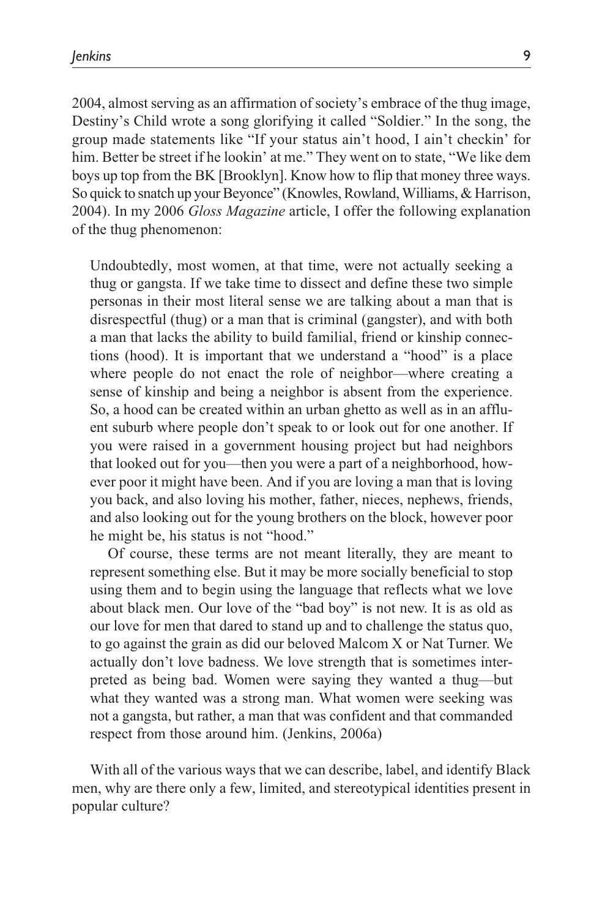2004, almost serving as an affirmation of society's embrace of the thug image, Destiny's Child wrote a song glorifying it called "Soldier." In the song, the group made statements like "If your status ain't hood, I ain't checkin' for him. Better be street if he lookin' at me." They went on to state, "We like dem boys up top from the BK [Brooklyn]. Know how to flip that money three ways. So quick to snatch up your Beyonce" (Knowles, Rowland, Williams, & Harrison, 2004). In my 2006 *Gloss Magazine* article, I offer the following explanation of the thug phenomenon:

> Undoubtedly, most women, at that time, were not actually seeking a thug or gangsta. If we take time to dissect and define these two simple personas in their most literal sense we are talking about a man that is disrespectful (thug) or a man that is criminal (gangster), and with both a man that lacks the ability to build familial, friend or kinship connections (hood). It is important that we understand a "hood" is a place where people do not enact the role of neighbor—where creating a sense of kinship and being a neighbor is absent from the experience. So, a hood can be created within an urban ghetto as well as in an affluent suburb where people don't speak to or look out for one another. If you were raised in a government housing project but had neighbors that looked out for you—then you were a part of a neighborhood, however poor it might have been. And if you are loving a man that is loving you back, and also loving his mother, father, nieces, nephews, friends, and also looking out for the young brothers on the block, however poor he might be, his status is not "hood."
>
> Of course, these terms are not meant literally, they are meant to represent something else. But it may be more socially beneficial to stop using them and to begin using the language that reflects what we love about black men. Our love of the "bad boy" is not new. It is as old as our love for men that dared to stand up and to challenge the status quo, to go against the grain as did our beloved Malcom X or Nat Turner. We actually don't love badness. We love strength that is sometimes interpreted as being bad. Women were saying they wanted a thug—but what they wanted was a strong man. What women were seeking was not a gangsta, but rather, a man that was confident and that commanded respect from those around him. (Jenkins, 2006a)

With all of the various ways that we can describe, label, and identify Black men, why are there only a few, limited, and stereotypical identities present in popular culture?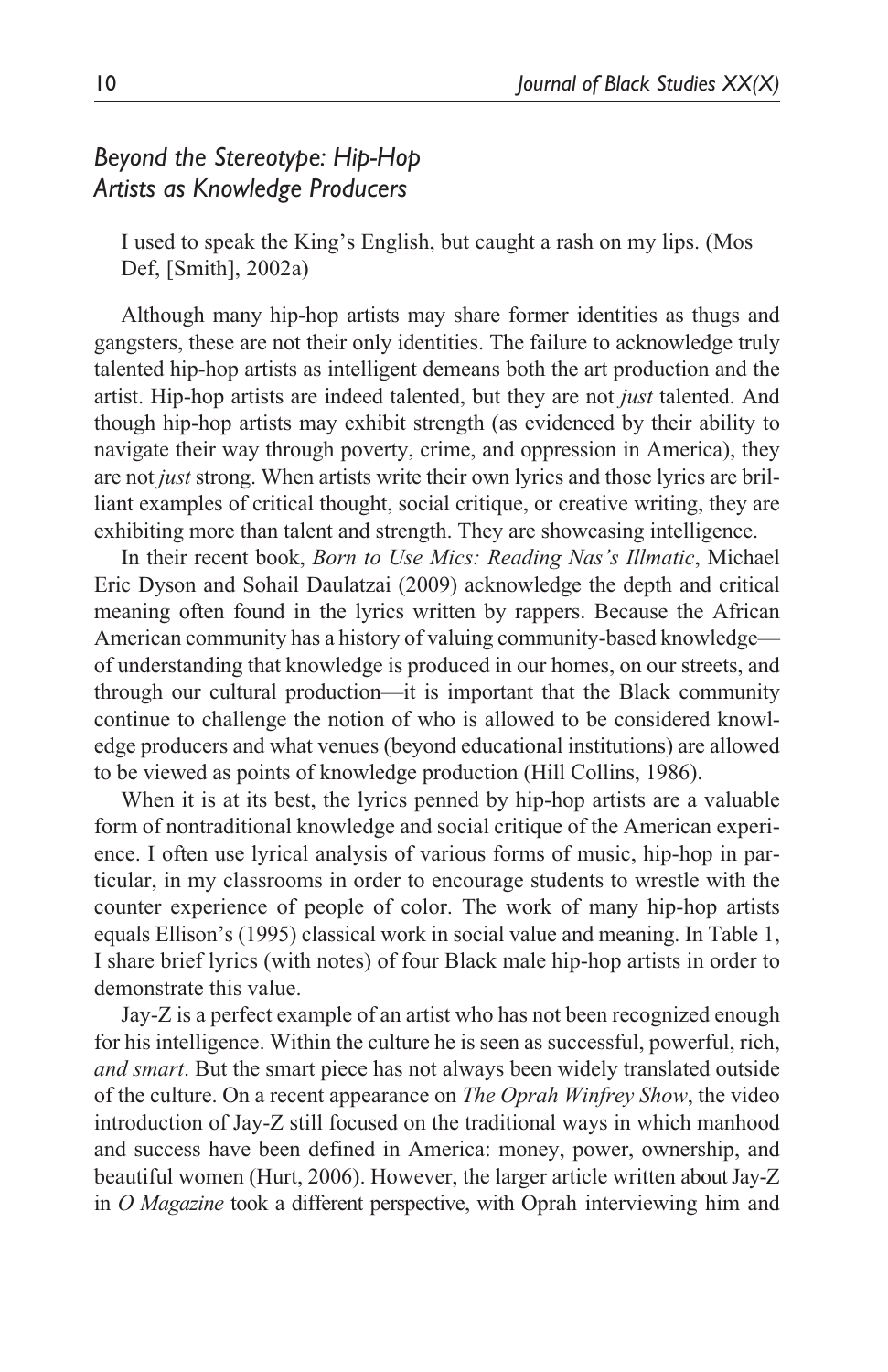## *Beyond the Stereotype: Hip-Hop Artists as Knowledge Producers*

> I used to speak the King's English, but caught a rash on my lips. (Mos Def, [Smith], 2002a)

Although many hip-hop artists may share former identities as thugs and gangsters, these are not their only identities. The failure to acknowledge truly talented hip-hop artists as intelligent demeans both the art production and the artist. Hip-hop artists are indeed talented, but they are not *just* talented. And though hip-hop artists may exhibit strength (as evidenced by their ability to navigate their way through poverty, crime, and oppression in America), they are not *just* strong. When artists write their own lyrics and those lyrics are brilliant examples of critical thought, social critique, or creative writing, they are exhibiting more than talent and strength. They are showcasing intelligence.

In their recent book, *Born to Use Mics: Reading Nas's Illmatic*, Michael Eric Dyson and Sohail Daulatzai (2009) acknowledge the depth and critical meaning often found in the lyrics written by rappers. Because the African American community has a history of valuing community-based knowledge—of understanding that knowledge is produced in our homes, on our streets, and through our cultural production—it is important that the Black community continue to challenge the notion of who is allowed to be considered knowledge producers and what venues (beyond educational institutions) are allowed to be viewed as points of knowledge production (Hill Collins, 1986).

When it is at its best, the lyrics penned by hip-hop artists are a valuable form of nontraditional knowledge and social critique of the American experience. I often use lyrical analysis of various forms of music, hip-hop in particular, in my classrooms in order to encourage students to wrestle with the counter experience of people of color. The work of many hip-hop artists equals Ellison's (1995) classical work in social value and meaning. In Table 1, I share brief lyrics (with notes) of four Black male hip-hop artists in order to demonstrate this value.

Jay-Z is a perfect example of an artist who has not been recognized enough for his intelligence. Within the culture he is seen as successful, powerful, rich, *and smart*. But the smart piece has not always been widely translated outside of the culture. On a recent appearance on *The Oprah Winfrey Show*, the video introduction of Jay-Z still focused on the traditional ways in which manhood and success have been defined in America: money, power, ownership, and beautiful women (Hurt, 2006). However, the larger article written about Jay-Z in *O Magazine* took a different perspective, with Oprah interviewing him and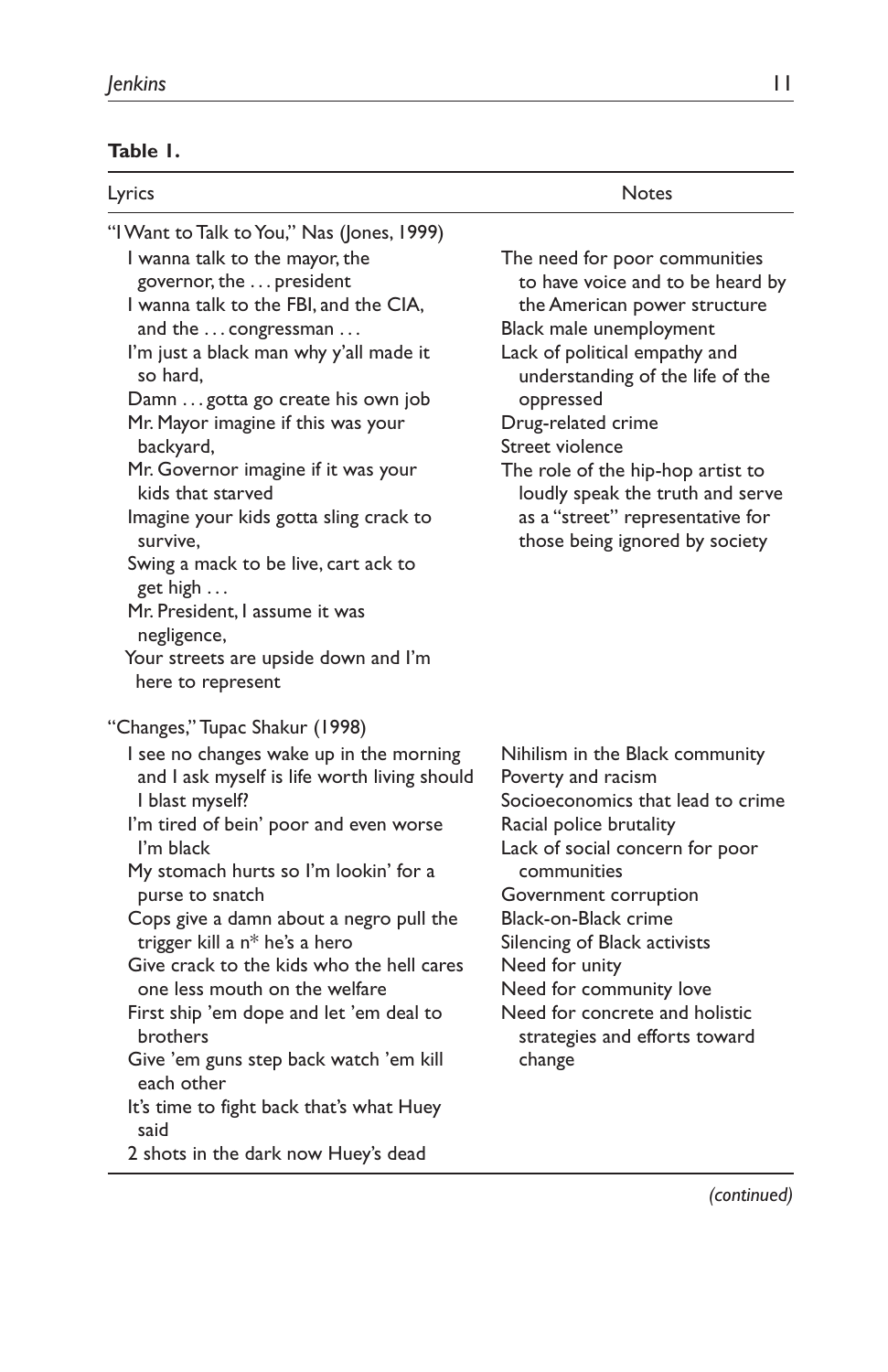**Table 1.**

| Lyrics | Notes |
|---|---|
| "I Want to Talk to You," Nas (Jones, 1999) | |
| I wanna talk to the mayor, the governor, the . . . president<br>I wanna talk to the FBI, and the CIA, and the . . . congressman . . .<br>I'm just a black man why y'all made it so hard,<br>Damn . . . gotta go create his own job<br>Mr. Mayor imagine if this was your backyard,<br>Mr. Governor imagine if it was your kids that starved<br>Imagine your kids gotta sling crack to survive,<br>Swing a mack to be live, cart ack to get high . . .<br>Mr. President, I assume it was negligence,<br>Your streets are upside down and I'm here to represent | The need for poor communities to have voice and to be heard by the American power structure<br>Black male unemployment<br>Lack of political empathy and understanding of the life of the oppressed<br>Drug-related crime<br>Street violence<br>The role of the hip-hop artist to loudly speak the truth and serve as a "street" representative for those being ignored by society |
| "Changes," Tupac Shakur (1998) | |
| I see no changes wake up in the morning and I ask myself is life worth living should I blast myself?<br>I'm tired of bein' poor and even worse I'm black<br>My stomach hurts so I'm lookin' for a purse to snatch<br>Cops give a damn about a negro pull the trigger kill a n* he's a hero<br>Give crack to the kids who the hell cares one less mouth on the welfare<br>First ship 'em dope and let 'em deal to brothers<br>Give 'em guns step back watch 'em kill each other<br>It's time to fight back that's what Huey said<br>2 shots in the dark now Huey's dead | Nihilism in the Black community<br>Poverty and racism<br>Socioeconomics that lead to crime<br>Racial police brutality<br>Lack of social concern for poor communities<br>Government corruption<br>Black-on-Black crime<br>Silencing of Black activists<br>Need for unity<br>Need for community love<br>Need for concrete and holistic strategies and efforts toward change |

*(continued)*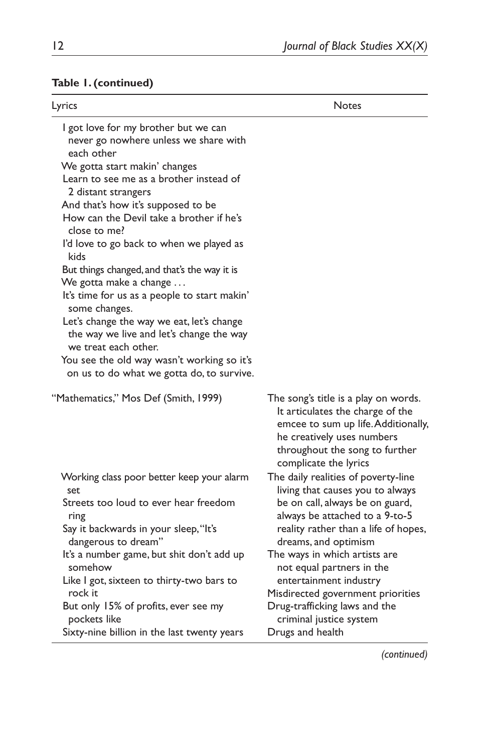**Table 1. (continued)**

| Lyrics | Notes |
|---|---|
| I got love for my brother but we can never go nowhere unless we share with each other<br>We gotta start makin' changes<br>Learn to see me as a brother instead of 2 distant strangers<br>And that's how it's supposed to be<br>How can the Devil take a brother if he's close to me?<br>I'd love to go back to when we played as kids<br>But things changed, and that's the way it is<br>We gotta make a change . . .<br>It's time for us as a people to start makin' some changes.<br>Let's change the way we eat, let's change the way we live and let's change the way we treat each other.<br>You see the old way wasn't working so it's on us to do what we gotta do, to survive. | |
| "Mathematics," Mos Def (Smith, 1999) | The song's title is a play on words. It articulates the charge of the emcee to sum up life. Additionally, he creatively uses numbers throughout the song to further complicate the lyrics |
| Working class poor better keep your alarm set<br>Streets too loud to ever hear freedom ring<br>Say it backwards in your sleep, "It's dangerous to dream" | The daily realities of poverty-line living that causes you to always be on call, always be on guard, always be attached to a 9-to-5 reality rather than a life of hopes, dreams, and optimism |
| It's a number game, but shit don't add up somehow<br>Like I got, sixteen to thirty-two bars to rock it<br>But only 15% of profits, ever see my pockets like | The ways in which artists are not equal partners in the entertainment industry |
| Sixty-nine billion in the last twenty years | Misdirected government priorities<br>Drug-trafficking laws and the criminal justice system<br>Drugs and health |

*(continued)*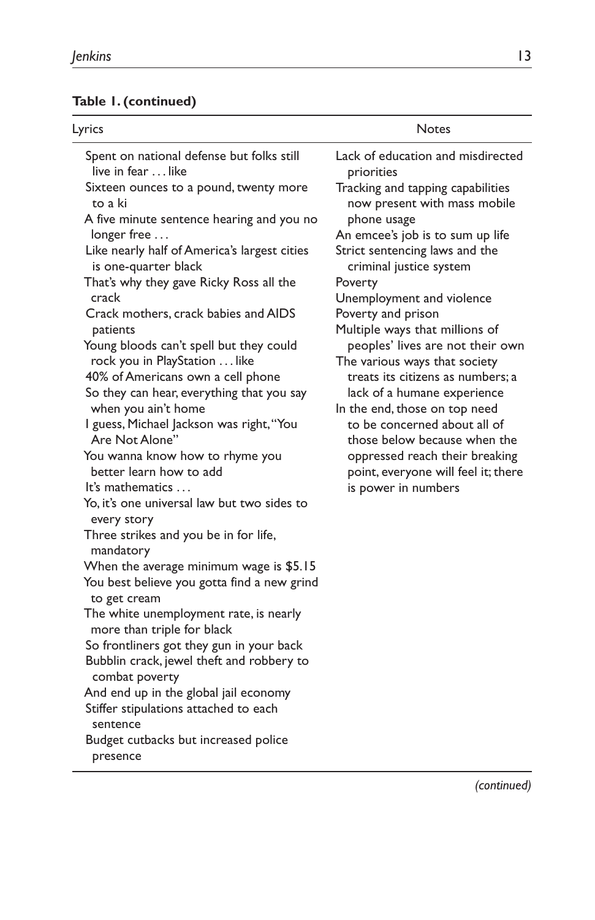**Table 1. (continued)**

| Lyrics | Notes |
|---|---|
| Spent on national defense but folks still live in fear . . . like<br>Sixteen ounces to a pound, twenty more to a ki<br>A five minute sentence hearing and you no longer free . . .<br>Like nearly half of America's largest cities is one-quarter black<br>That's why they gave Ricky Ross all the crack<br>Crack mothers, crack babies and AIDS patients<br>Young bloods can't spell but they could rock you in PlayStation . . . like<br>40% of Americans own a cell phone<br>So they can hear, everything that you say when you ain't home<br>I guess, Michael Jackson was right, "You Are Not Alone"<br>You wanna know how to rhyme you better learn how to add<br>It's mathematics . . .<br>Yo, it's one universal law but two sides to every story<br>Three strikes and you be in for life, mandatory<br>When the average minimum wage is $5.15<br>You best believe you gotta find a new grind to get cream<br>The white unemployment rate, is nearly more than triple for black<br>So frontliners got they gun in your back<br>Bubblin crack, jewel theft and robbery to combat poverty<br>And end up in the global jail economy<br>Stiffer stipulations attached to each sentence<br>Budget cutbacks but increased police presence | Lack of education and misdirected priorities<br>Tracking and tapping capabilities now present with mass mobile phone usage<br>An emcee's job is to sum up life<br>Strict sentencing laws and the criminal justice system<br>Poverty<br>Unemployment and violence<br>Poverty and prison<br>Multiple ways that millions of peoples' lives are not their own<br>The various ways that society treats its citizens as numbers; a lack of a humane experience<br>In the end, those on top need to be concerned about all of those below because when the oppressed reach their breaking point, everyone will feel it; there is power in numbers |

*(continued)*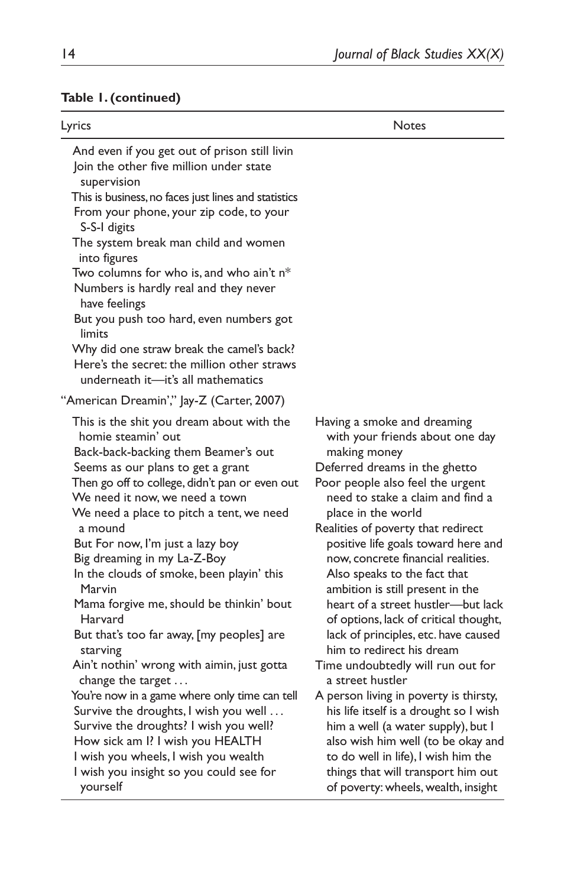**Table 1. (continued)**

| Lyrics | Notes |
|---|---|
| And even if you get out of prison still livin<br>Join the other five million under state supervision<br>This is business, no faces just lines and statistics<br>From your phone, your zip code, to your S-S-I digits<br>The system break man child and women into figures<br>Two columns for who is, and who ain't n*<br>Numbers is hardly real and they never have feelings<br>But you push too hard, even numbers got limits<br>Why did one straw break the camel's back?<br>Here's the secret: the million other straws underneath it—it's all mathematics | |
| "American Dreamin'," Jay-Z (Carter, 2007) | |
| This is the shit you dream about with the homie steamin' out<br>Back-back-backing them Beamer's out<br>Seems as our plans to get a grant<br>Then go off to college, didn't pan or even out<br>We need it now, we need a town<br>We need a place to pitch a tent, we need a mound<br>But For now, I'm just a lazy boy<br>Big dreaming in my La-Z-Boy<br>In the clouds of smoke, been playin' this Marvin<br>Mama forgive me, should be thinkin' bout Harvard<br>But that's too far away, [my peoples] are starving<br>Ain't nothin' wrong with aimin, just gotta change the target . . .<br>You're now in a game where only time can tell<br>Survive the droughts, I wish you well . . .<br>Survive the droughts? I wish you well?<br>How sick am I? I wish you HEALTH<br>I wish you wheels, I wish you wealth<br>I wish you insight so you could see for yourself | Having a smoke and dreaming with your friends about one day making money<br>Deferred dreams in the ghetto<br>Poor people also feel the urgent need to stake a claim and find a place in the world<br>Realities of poverty that redirect positive life goals toward here and now, concrete financial realities. Also speaks to the fact that ambition is still present in the heart of a street hustler—but lack of options, lack of critical thought, lack of principles, etc. have caused him to redirect his dream<br>Time undoubtedly will run out for a street hustler<br>A person living in poverty is thirsty, his life itself is a drought so I wish him a well (a water supply), but I also wish him well (to be okay and to do well in life), I wish him the things that will transport him out of poverty: wheels, wealth, insight |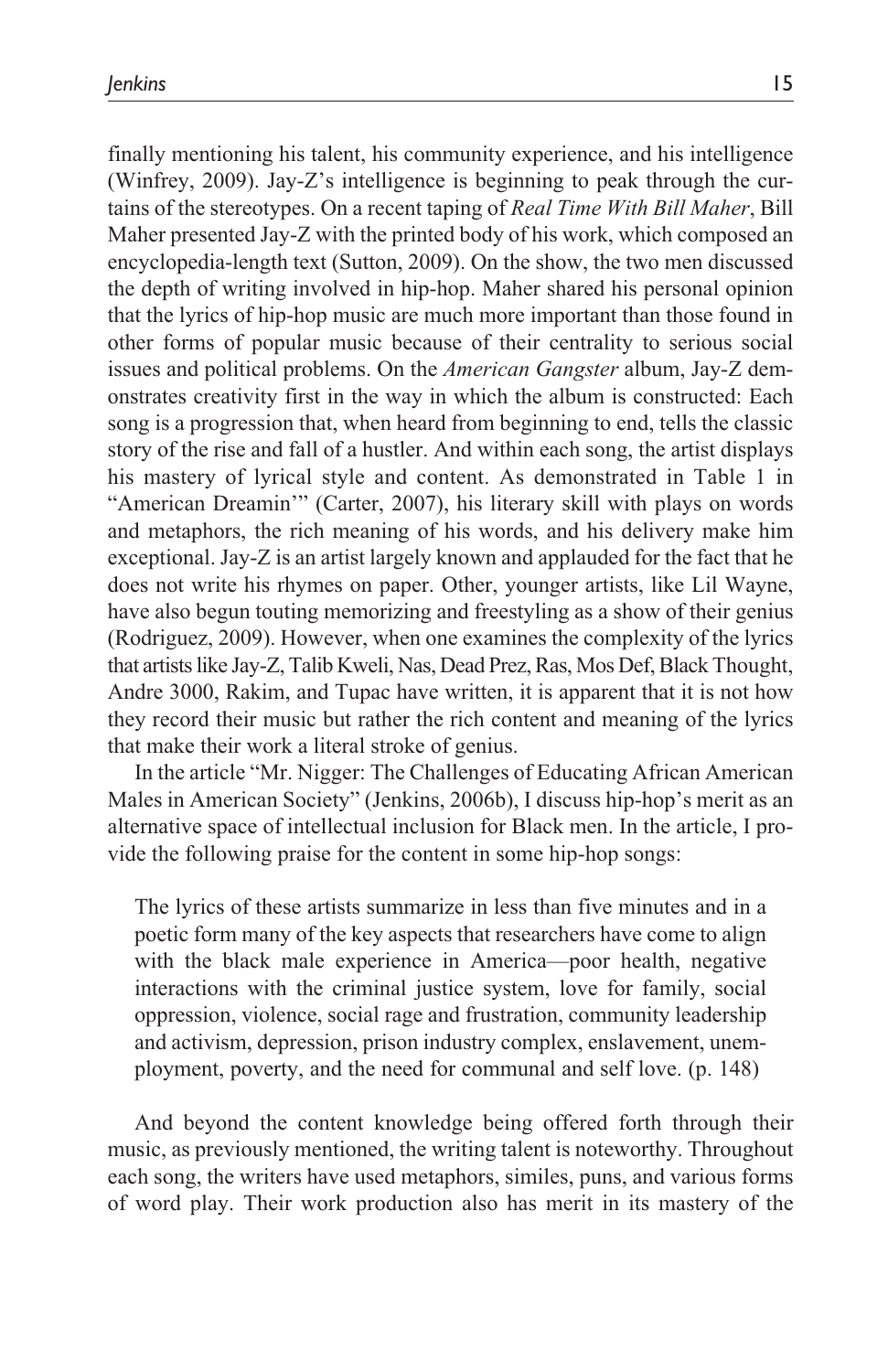finally mentioning his talent, his community experience, and his intelligence (Winfrey, 2009). Jay-Z's intelligence is beginning to peak through the curtains of the stereotypes. On a recent taping of *Real Time With Bill Maher*, Bill Maher presented Jay-Z with the printed body of his work, which composed an encyclopedia-length text (Sutton, 2009). On the show, the two men discussed the depth of writing involved in hip-hop. Maher shared his personal opinion that the lyrics of hip-hop music are much more important than those found in other forms of popular music because of their centrality to serious social issues and political problems. On the *American Gangster* album, Jay-Z demonstrates creativity first in the way in which the album is constructed: Each song is a progression that, when heard from beginning to end, tells the classic story of the rise and fall of a hustler. And within each song, the artist displays his mastery of lyrical style and content. As demonstrated in Table 1 in "American Dreamin'" (Carter, 2007), his literary skill with plays on words and metaphors, the rich meaning of his words, and his delivery make him exceptional. Jay-Z is an artist largely known and applauded for the fact that he does not write his rhymes on paper. Other, younger artists, like Lil Wayne, have also begun touting memorizing and freestyling as a show of their genius (Rodriguez, 2009). However, when one examines the complexity of the lyrics that artists like Jay-Z, Talib Kweli, Nas, Dead Prez, Ras, Mos Def, Black Thought, Andre 3000, Rakim, and Tupac have written, it is apparent that it is not how they record their music but rather the rich content and meaning of the lyrics that make their work a literal stroke of genius.

In the article "Mr. Nigger: The Challenges of Educating African American Males in American Society" (Jenkins, 2006b), I discuss hip-hop's merit as an alternative space of intellectual inclusion for Black men. In the article, I provide the following praise for the content in some hip-hop songs:

> The lyrics of these artists summarize in less than five minutes and in a poetic form many of the key aspects that researchers have come to align with the black male experience in America—poor health, negative interactions with the criminal justice system, love for family, social oppression, violence, social rage and frustration, community leadership and activism, depression, prison industry complex, enslavement, unemployment, poverty, and the need for communal and self love. (p. 148)

And beyond the content knowledge being offered forth through their music, as previously mentioned, the writing talent is noteworthy. Throughout each song, the writers have used metaphors, similes, puns, and various forms of word play. Their work production also has merit in its mastery of the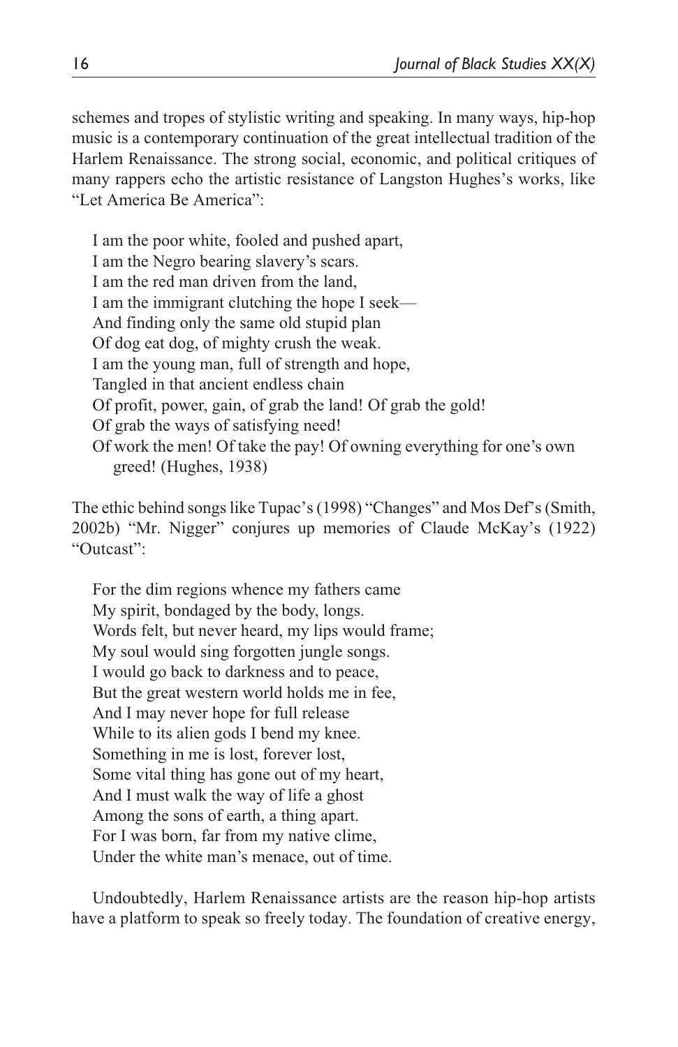schemes and tropes of stylistic writing and speaking. In many ways, hip-hop music is a contemporary continuation of the great intellectual tradition of the Harlem Renaissance. The strong social, economic, and political critiques of many rappers echo the artistic resistance of Langston Hughes's works, like "Let America Be America":

> I am the poor white, fooled and pushed apart,  
> I am the Negro bearing slavery's scars.  
> I am the red man driven from the land,  
> I am the immigrant clutching the hope I seek—  
> And finding only the same old stupid plan  
> Of dog eat dog, of mighty crush the weak.  
> I am the young man, full of strength and hope,  
> Tangled in that ancient endless chain  
> Of profit, power, gain, of grab the land! Of grab the gold!  
> Of grab the ways of satisfying need!  
> Of work the men! Of take the pay! Of owning everything for one's own greed! (Hughes, 1938)

The ethic behind songs like Tupac's (1998) "Changes" and Mos Def's (Smith, 2002b) "Mr. Nigger" conjures up memories of Claude McKay's (1922) "Outcast":

> For the dim regions whence my fathers came  
> My spirit, bondaged by the body, longs.  
> Words felt, but never heard, my lips would frame;  
> My soul would sing forgotten jungle songs.  
> I would go back to darkness and to peace,  
> But the great western world holds me in fee,  
> And I may never hope for full release  
> While to its alien gods I bend my knee.  
> Something in me is lost, forever lost,  
> Some vital thing has gone out of my heart,  
> And I must walk the way of life a ghost  
> Among the sons of earth, a thing apart.  
> For I was born, far from my native clime,  
> Under the white man's menace, out of time.

Undoubtedly, Harlem Renaissance artists are the reason hip-hop artists have a platform to speak so freely today. The foundation of creative energy,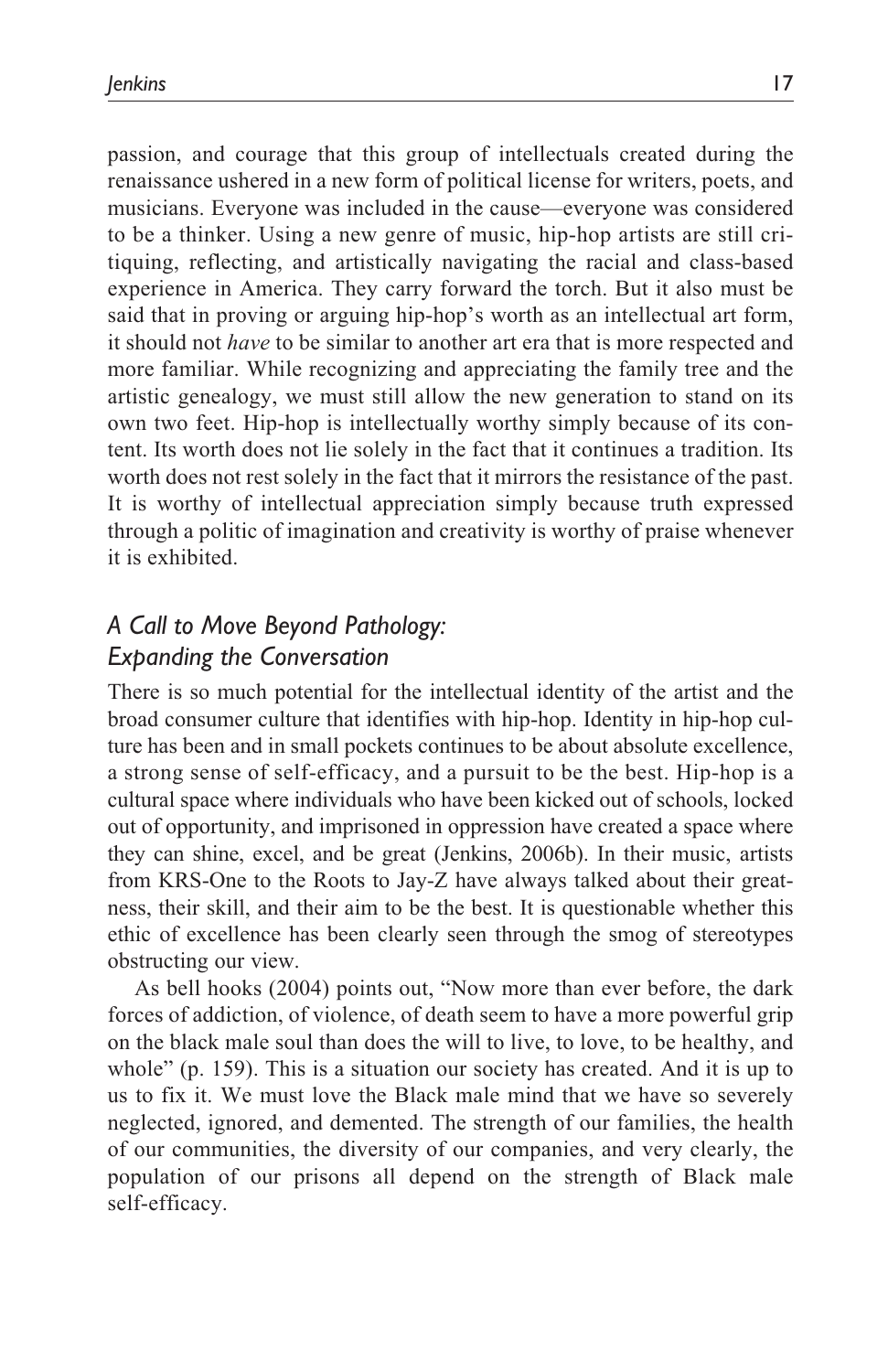passion, and courage that this group of intellectuals created during the renaissance ushered in a new form of political license for writers, poets, and musicians. Everyone was included in the cause—everyone was considered to be a thinker. Using a new genre of music, hip-hop artists are still critiquing, reflecting, and artistically navigating the racial and class-based experience in America. They carry forward the torch. But it also must be said that in proving or arguing hip-hop's worth as an intellectual art form, it should not *have* to be similar to another art era that is more respected and more familiar. While recognizing and appreciating the family tree and the artistic genealogy, we must still allow the new generation to stand on its own two feet. Hip-hop is intellectually worthy simply because of its content. Its worth does not lie solely in the fact that it continues a tradition. Its worth does not rest solely in the fact that it mirrors the resistance of the past. It is worthy of intellectual appreciation simply because truth expressed through a politic of imagination and creativity is worthy of praise whenever it is exhibited.

## *A Call to Move Beyond Pathology: Expanding the Conversation*

There is so much potential for the intellectual identity of the artist and the broad consumer culture that identifies with hip-hop. Identity in hip-hop culture has been and in small pockets continues to be about absolute excellence, a strong sense of self-efficacy, and a pursuit to be the best. Hip-hop is a cultural space where individuals who have been kicked out of schools, locked out of opportunity, and imprisoned in oppression have created a space where they can shine, excel, and be great (Jenkins, 2006b). In their music, artists from KRS-One to the Roots to Jay-Z have always talked about their greatness, their skill, and their aim to be the best. It is questionable whether this ethic of excellence has been clearly seen through the smog of stereotypes obstructing our view.

As bell hooks (2004) points out, "Now more than ever before, the dark forces of addiction, of violence, of death seem to have a more powerful grip on the black male soul than does the will to live, to love, to be healthy, and whole" (p. 159). This is a situation our society has created. And it is up to us to fix it. We must love the Black male mind that we have so severely neglected, ignored, and demented. The strength of our families, the health of our communities, the diversity of our companies, and very clearly, the population of our prisons all depend on the strength of Black male self-efficacy.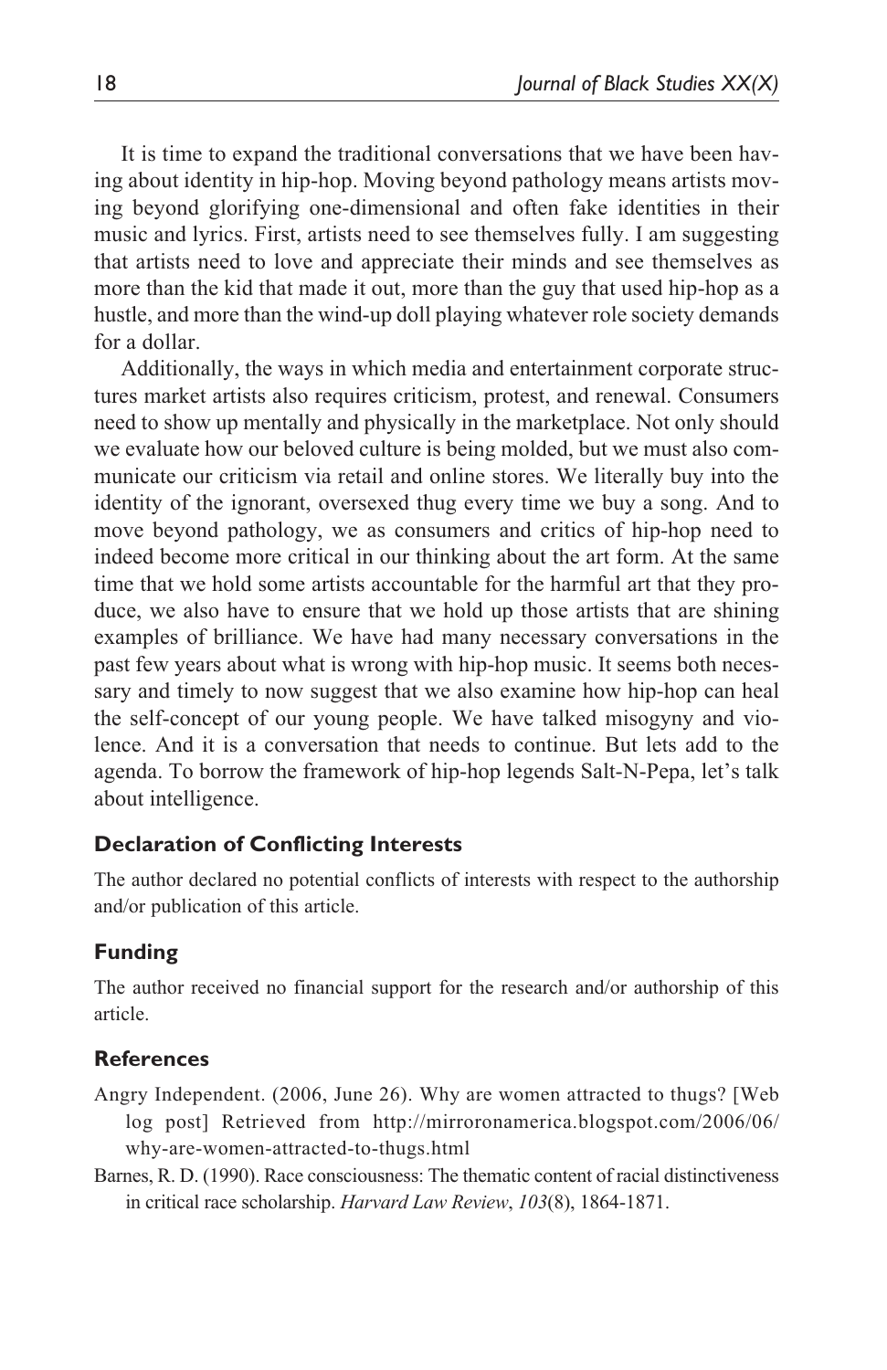It is time to expand the traditional conversations that we have been having about identity in hip-hop. Moving beyond pathology means artists moving beyond glorifying one-dimensional and often fake identities in their music and lyrics. First, artists need to see themselves fully. I am suggesting that artists need to love and appreciate their minds and see themselves as more than the kid that made it out, more than the guy that used hip-hop as a hustle, and more than the wind-up doll playing whatever role society demands for a dollar.

Additionally, the ways in which media and entertainment corporate structures market artists also requires criticism, protest, and renewal. Consumers need to show up mentally and physically in the marketplace. Not only should we evaluate how our beloved culture is being molded, but we must also communicate our criticism via retail and online stores. We literally buy into the identity of the ignorant, oversexed thug every time we buy a song. And to move beyond pathology, we as consumers and critics of hip-hop need to indeed become more critical in our thinking about the art form. At the same time that we hold some artists accountable for the harmful art that they produce, we also have to ensure that we hold up those artists that are shining examples of brilliance. We have had many necessary conversations in the past few years about what is wrong with hip-hop music. It seems both necessary and timely to now suggest that we also examine how hip-hop can heal the self-concept of our young people. We have talked misogyny and violence. And it is a conversation that needs to continue. But lets add to the agenda. To borrow the framework of hip-hop legends Salt-N-Pepa, let's talk about intelligence.

### Declaration of Conflicting Interests

The author declared no potential conflicts of interests with respect to the authorship and/or publication of this article.

### Funding

The author received no financial support for the research and/or authorship of this article.

### References

Angry Independent. (2006, June 26). Why are women attracted to thugs? [Web log post] Retrieved from http://mirroronamerica.blogspot.com/2006/06/why-are-women-attracted-to-thugs.html

Barnes, R. D. (1990). Race consciousness: The thematic content of racial distinctiveness in critical race scholarship. *Harvard Law Review*, *103*(8), 1864-1871.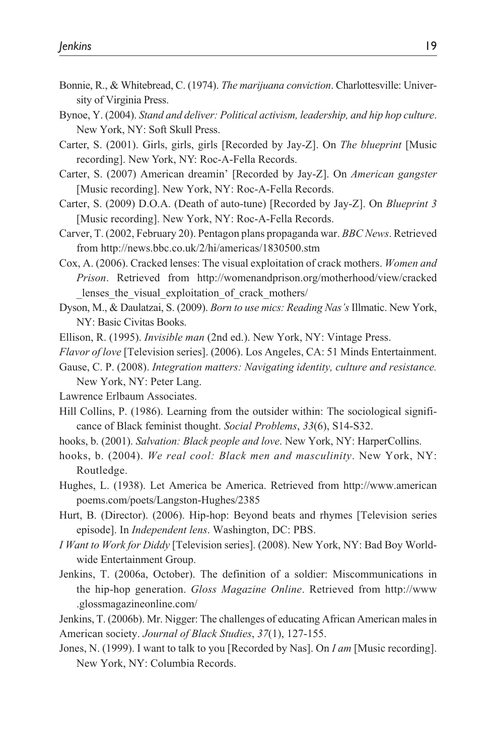Bonnie, R., & Whitebread, C. (1974). *The marijuana conviction*. Charlottesville: University of Virginia Press.

Bynoe, Y. (2004). *Stand and deliver: Political activism, leadership, and hip hop culture*. New York, NY: Soft Skull Press.

Carter, S. (2001). Girls, girls, girls [Recorded by Jay-Z]. On *The blueprint* [Music recording]. New York, NY: Roc-A-Fella Records.

Carter, S. (2007) American dreamin' [Recorded by Jay-Z]. On *American gangster* [Music recording]. New York, NY: Roc-A-Fella Records.

Carter, S. (2009) D.O.A. (Death of auto-tune) [Recorded by Jay-Z]. On *Blueprint 3* [Music recording]. New York, NY: Roc-A-Fella Records.

Carver, T. (2002, February 20). Pentagon plans propaganda war. *BBC News*. Retrieved from http://news.bbc.co.uk/2/hi/americas/1830500.stm

Cox, A. (2006). Cracked lenses: The visual exploitation of crack mothers. *Women and Prison*. Retrieved from http://womenandprison.org/motherhood/view/cracked_lenses_the_visual_exploitation_of_crack_mothers/

Dyson, M., & Daulatzai, S. (2009). *Born to use mics: Reading Nas's* Illmatic. New York, NY: Basic Civitas Books.

Ellison, R. (1995). *Invisible man* (2nd ed.). New York, NY: Vintage Press.

*Flavor of love* [Television series]. (2006). Los Angeles, CA: 51 Minds Entertainment.

Gause, C. P. (2008). *Integration matters: Navigating identity, culture and resistance.* New York, NY: Peter Lang.

Lawrence Erlbaum Associates.

Hill Collins, P. (1986). Learning from the outsider within: The sociological significance of Black feminist thought. *Social Problems*, *33*(6), S14-S32.

hooks, b. (2001). *Salvation: Black people and love*. New York, NY: HarperCollins.

hooks, b. (2004). *We real cool: Black men and masculinity*. New York, NY: Routledge.

Hughes, L. (1938). Let America be America. Retrieved from http://www.americanpoems.com/poets/Langston-Hughes/2385

Hurt, B. (Director). (2006). Hip-hop: Beyond beats and rhymes [Television series episode]. In *Independent lens*. Washington, DC: PBS.

*I Want to Work for Diddy* [Television series]. (2008). New York, NY: Bad Boy Worldwide Entertainment Group.

Jenkins, T. (2006a, October). The definition of a soldier: Miscommunications in the hip-hop generation. *Gloss Magazine Online*. Retrieved from http://www.glossmagazineonline.com/

Jenkins, T. (2006b). Mr. Nigger: The challenges of educating African American males in American society. *Journal of Black Studies*, *37*(1), 127-155.

Jones, N. (1999). I want to talk to you [Recorded by Nas]. On *I am* [Music recording]. New York, NY: Columbia Records.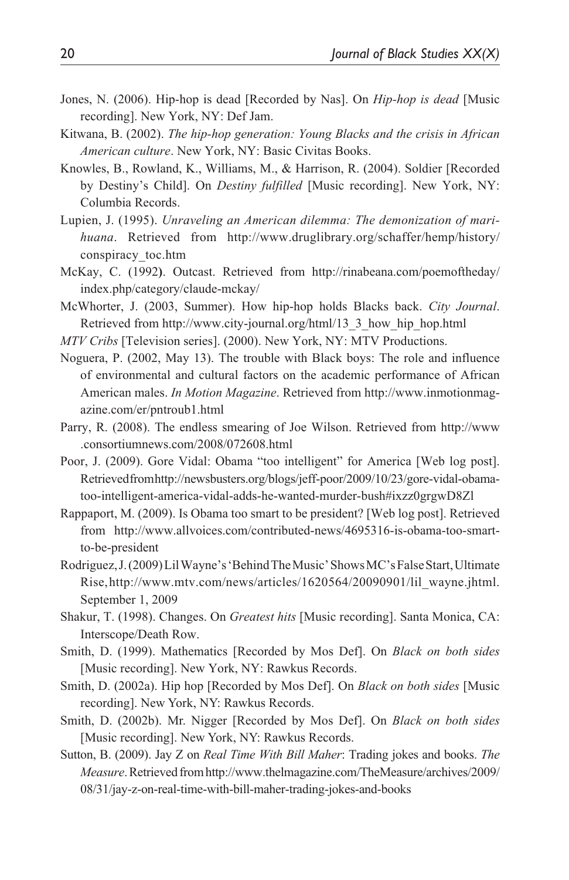Jones, N. (2006). Hip-hop is dead [Recorded by Nas]. On *Hip-hop is dead* [Music recording]. New York, NY: Def Jam.

Kitwana, B. (2002). *The hip-hop generation: Young Blacks and the crisis in African American culture*. New York, NY: Basic Civitas Books.

Knowles, B., Rowland, K., Williams, M., & Harrison, R. (2004). Soldier [Recorded by Destiny's Child]. On *Destiny fulfilled* [Music recording]. New York, NY: Columbia Records.

Lupien, J. (1995). *Unraveling an American dilemma: The demonization of marihuana*. Retrieved from http://www.druglibrary.org/schaffer/hemp/history/conspiracy_toc.htm

McKay, C. (1992**)**. Outcast. Retrieved from http://rinabeana.com/poemoftheday/index.php/category/claude-mckay/

McWhorter, J. (2003, Summer). How hip-hop holds Blacks back. *City Journal*. Retrieved from http://www.city-journal.org/html/13_3_how_hip_hop.html

*MTV Cribs* [Television series]. (2000). New York, NY: MTV Productions.

Noguera, P. (2002, May 13). The trouble with Black boys: The role and influence of environmental and cultural factors on the academic performance of African American males. *In Motion Magazine*. Retrieved from http://www.inmotionmagazine.com/er/pntroub1.html

Parry, R. (2008). The endless smearing of Joe Wilson. Retrieved from http://www.consortiumnews.com/2008/072608.html

Poor, J. (2009). Gore Vidal: Obama "too intelligent" for America [Web log post]. Retrieved from http://newsbusters.org/blogs/jeff-poor/2009/10/23/gore-vidal-obama-too-intelligent-america-vidal-adds-he-wanted-murder-bush#ixzz0grgwD8Zl

Rappaport, M. (2009). Is Obama too smart to be president? [Web log post]. Retrieved from http://www.allvoices.com/contributed-news/4695316-is-obama-too-smart-to-be-president

Rodriguez, J. (2009) Lil Wayne's 'Behind The Music' Shows MC's False Start, Ultimate Rise, http://www.mtv.com/news/articles/1620564/20090901/lil_wayne.jhtml. September 1, 2009

Shakur, T. (1998). Changes. On *Greatest hits* [Music recording]. Santa Monica, CA: Interscope/Death Row.

Smith, D. (1999). Mathematics [Recorded by Mos Def]. On *Black on both sides* [Music recording]. New York, NY: Rawkus Records.

Smith, D. (2002a). Hip hop [Recorded by Mos Def]. On *Black on both sides* [Music recording]. New York, NY: Rawkus Records.

Smith, D. (2002b). Mr. Nigger [Recorded by Mos Def]. On *Black on both sides* [Music recording]. New York, NY: Rawkus Records.

Sutton, B. (2009). Jay Z on *Real Time With Bill Maher*: Trading jokes and books. *The Measure*. Retrieved from http://www.thelmagazine.com/TheMeasure/archives/2009/08/31/jay-z-on-real-time-with-bill-maher-trading-jokes-and-books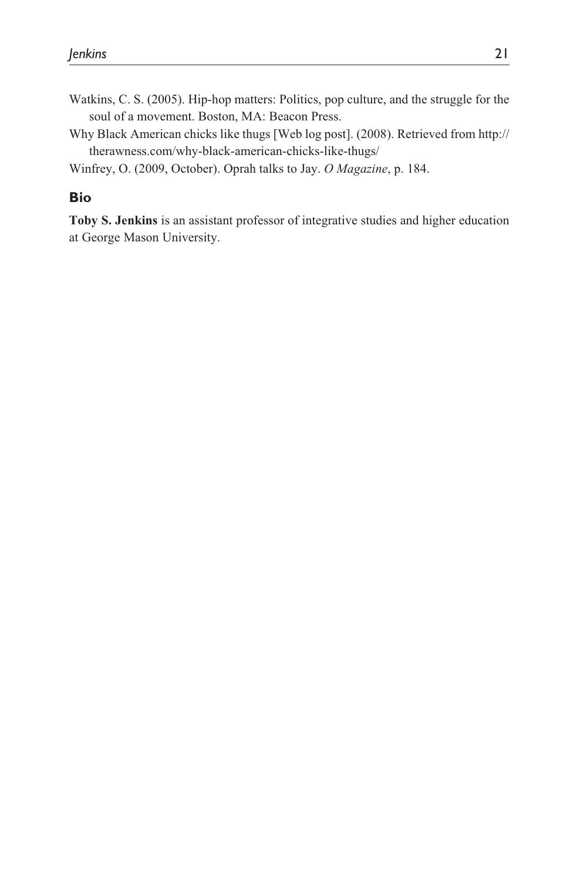Watkins, C. S. (2005). Hip-hop matters: Politics, pop culture, and the struggle for the soul of a movement. Boston, MA: Beacon Press.

Why Black American chicks like thugs [Web log post]. (2008). Retrieved from http://therawness.com/why-black-american-chicks-like-thugs/

Winfrey, O. (2009, October). Oprah talks to Jay. *O Magazine*, p. 184.

## Bio

**Toby S. Jenkins** is an assistant professor of integrative studies and higher education at George Mason University.